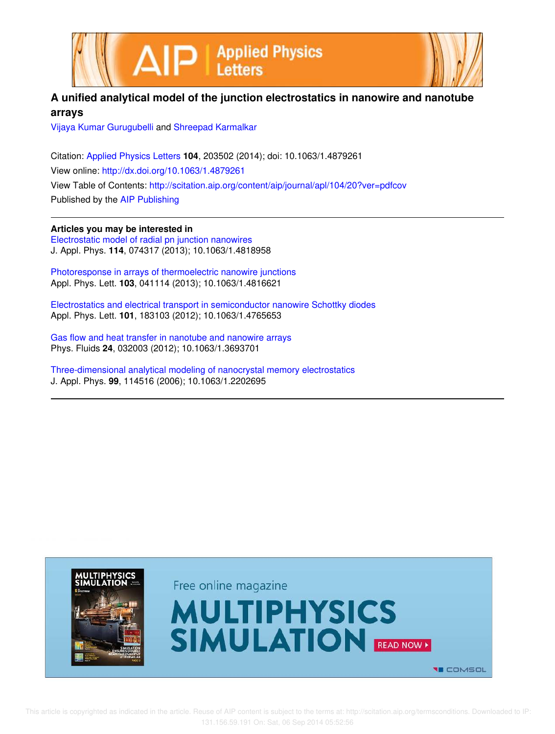# A unified analytical model of the junction electrostatics in nanowire and nanotube arrays

Vijaya Kumar Gurugubelli and Shreepad Karmalkar

Citation: Applied Physics Letters **104**, 203502 (2014); doi: 10.1063/1.4879261

View online: http://dx.doi.org/10.1063/1.4879261

View Table of Contents: http://scitation.aip.org/content/aip/journal/apl/104/20?ver=pdfcov

Published by the AIP Publishing

---

**Articles you may be interested in**

Electrostatic model of radial pn junction nanowires
J. Appl. Phys. **114**, 074317 (2013); 10.1063/1.4818958

Photoresponse in arrays of thermoelectric nanowire junctions
Appl. Phys. Lett. **103**, 041114 (2013); 10.1063/1.4816621

Electrostatics and electrical transport in semiconductor nanowire Schottky diodes
Appl. Phys. Lett. **101**, 183103 (2012); 10.1063/1.4765653

Gas flow and heat transfer in nanotube and nanowire arrays
Phys. Fluids **24**, 032003 (2012); 10.1063/1.3693701

Three-dimensional analytical modeling of nanocrystal memory electrostatics
J. Appl. Phys. **99**, 114516 (2006); 10.1063/1.2202695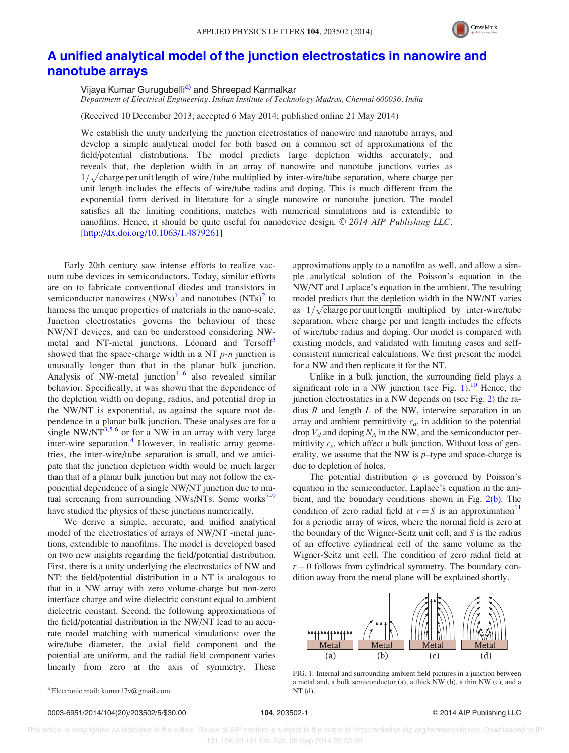# A unified analytical model of the junction electrostatics in nanowire and nanotube arrays

Vijaya Kumar Gurugubelli[a] and Shreepad Karmalkar

*Department of Electrical Engineering, Indian Institute of Technology Madras, Chennai 600036, India*

(Received 10 December 2013; accepted 6 May 2014; published online 21 May 2014)

We establish the unity underlying the junction electrostatics of nanowire and nanotube arrays, and develop a simple analytical model for both based on a common set of approximations of the field/potential distributions. The model predicts large depletion widths accurately, and reveals that, the depletion width in an array of nanowire and nanotube junctions varies as $1/\sqrt{\text{charge per unit length of wire/tube}}$ multiplied by inter-wire/tube separation, where charge per unit length includes the effects of wire/tube radius and doping. This is much different from the exponential form derived in literature for a single nanowire or nanotube junction. The model satisfies all the limiting conditions, matches with numerical simulations and is extendible to nanofilms. Hence, it should be quite useful for nanodevice design. © *2014 AIP Publishing LLC.* [http://dx.doi.org/10.1063/1.4879261]

Early 20th century saw intense efforts to realize vacuum tube devices in semiconductors. Today, similar efforts are on to fabricate conventional diodes and transistors in semiconductor nanowires (NWs)[1] and nanotubes (NTs)[2] to harness the unique properties of materials in the nano-scale. Junction electrostatics governs the behaviour of these NW/NT devices, and can be understood considering NW-metal and NT-metal junctions. Léonard and Tersoff[3] showed that the space-charge width in a NT *p-n* junction is unusually longer than that in the planar bulk junction. Analysis of NW-metal junction[4–6] also revealed similar behavior. Specifically, it was shown that the dependence of the depletion width on doping, radius, and potential drop in the NW/NT is exponential, as against the square root dependence in a planar bulk junction. These analyses are for a single NW/NT[3,5,6] or for a NW in an array with very large inter-wire separation.[4] However, in realistic array geometries, the inter-wire/tube separation is small, and we anticipate that the junction depletion width would be much larger than that of a planar bulk junction but may not follow the exponential dependence of a single NW/NT junction due to mutual screening from surrounding NWs/NTs. Some works[7–9] have studied the physics of these junctions numerically.

We derive a simple, accurate, and unified analytical model of the electrostatics of arrays of NW/NT -metal junctions, extendible to nanofilms. The model is developed based on two new insights regarding the field/potential distribution. First, there is a unity underlying the electrostatics of NW and NT: the field/potential distribution in a NT is analogous to that in a NW array with zero volume-charge but non-zero interface charge and wire dielectric constant equal to ambient dielectric constant. Second, the following approximations of the field/potential distribution in the NW/NT lead to an accurate model matching with numerical simulations: over the wire/tube diameter, the axial field component and the potential are uniform, and the radial field component varies linearly from zero at the axis of symmetry. These approximations apply to a nanofilm as well, and allow a simple analytical solution of the Poisson's equation in the NW/NT and Laplace's equation in the ambient. The resulting model predicts that the depletion width in the NW/NT varies as $1/\sqrt{\text{charge per unit length}}$ multiplied by inter-wire/tube separation, where charge per unit length includes the effects of wire/tube radius and doping. Our model is compared with existing models, and validated with limiting cases and self-consistent numerical calculations. We first present the model for a NW and then replicate it for the NT.

Unlike in a bulk junction, the surrounding field plays a significant role in a NW junction (see Fig. 1).[10] Hence, the junction electrostatics in a NW depends on (see Fig. 2) the radius $R$ and length $L$ of the NW, interwire separation in an array and ambient permittivity $\epsilon_a$, in addition to the potential drop $V_d$ and doping $N_A$ in the NW, and the semiconductor permittivity $\epsilon_s$, which affect a bulk junction. Without loss of generality, we assume that the NW is *p*–type and space-charge is due to depletion of holes.

The potential distribution $\varphi$ is governed by Poisson's equation in the semiconductor, Laplace's equation in the ambient, and the boundary conditions shown in Fig. 2(b). The condition of zero radial field at $r = S$ is an approximation[11] for a periodic array of wires, where the normal field is zero at the boundary of the Wigner-Seitz unit cell, and $S$ is the radius of an effective cylindrical cell of the same volume as the Wigner-Seitz unit cell. The condition of zero radial field at $r = 0$ follows from cylindrical symmetry. The boundary condition away from the metal plane will be explained shortly.

FIG. 1. Internal and surrounding ambient field pictures in a junction between a metal and, a bulk semiconductor (a), a thick NW (b), a thin NW (c), and a NT (d).

[a]Electronic mail: kumar17v@gmail.com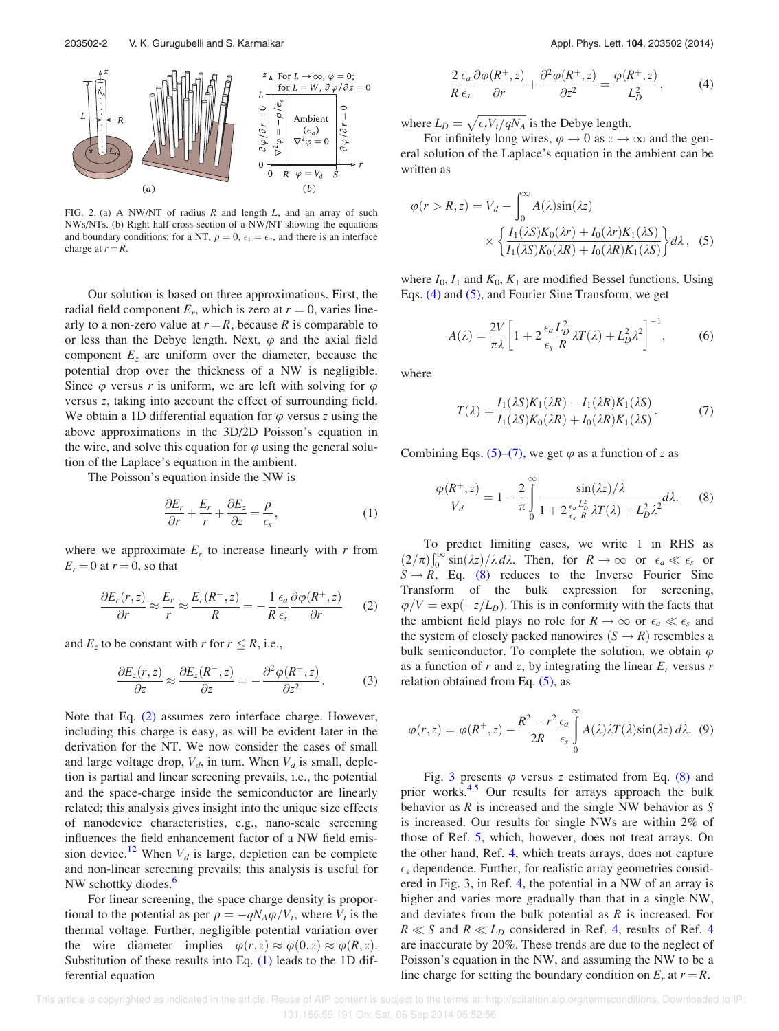FIG. 2. (a) A NW/NT of radius $R$ and length $L$, and an array of such NWs/NTs. (b) Right half cross-section of a NW/NT showing the equations and boundary conditions; for a NT, $\rho = 0$, $\epsilon_s = \epsilon_a$, and there is an interface charge at $r = R$.

Our solution is based on three approximations. First, the radial field component $E_r$, which is zero at $r = 0$, varies linearly to a non-zero value at $r = R$, because $R$ is comparable to or less than the Debye length. Next, $\varphi$ and the axial field component $E_z$ are uniform over the diameter, because the potential drop over the thickness of a NW is negligible. Since $\varphi$ versus $r$ is uniform, we are left with solving for $\varphi$ versus $z$, taking into account the effect of surrounding field. We obtain a 1D differential equation for $\varphi$ versus $z$ using the above approximations in the 3D/2D Poisson's equation in the wire, and solve this equation for $\varphi$ using the general solution of the Laplace's equation in the ambient.

The Poisson's equation inside the NW is

$$\frac{\partial E_r}{\partial r} + \frac{E_r}{r} + \frac{\partial E_z}{\partial z} = \frac{\rho}{\epsilon_s}, \tag{1}$$

where we approximate $E_r$ to increase linearly with $r$ from $E_r = 0$ at $r = 0$, so that

$$\frac{\partial E_r(r,z)}{\partial r} \approx \frac{E_r}{r} \approx \frac{E_r(R^-, z)}{R} = -\frac{1}{R}\frac{\epsilon_a}{\epsilon_s}\frac{\partial \varphi(R^+, z)}{\partial r} \tag{2}$$

and $E_z$ to be constant with $r$ for $r \le R$, i.e.,

$$\frac{\partial E_z(r,z)}{\partial z} \approx \frac{\partial E_z(R^-, z)}{\partial z} = -\frac{\partial^2 \varphi(R^+, z)}{\partial z^2}. \tag{3}$$

Note that Eq. (2) assumes zero interface charge. However, including this charge is easy, as will be evident later in the derivation for the NT. We now consider the cases of small and large voltage drop, $V_d$, in turn. When $V_d$ is small, depletion is partial and linear screening prevails, i.e., the potential and the space-charge inside the semiconductor are linearly related; this analysis gives insight into the unique size effects of nanodevice characteristics, e.g., nano-scale screening influences the field enhancement factor of a NW field emission device.[12] When $V_d$ is large, depletion can be complete and non-linear screening prevails; this analysis is useful for NW schottky diodes.[6]

For linear screening, the space charge density is proportional to the potential as per $\rho = -qN_A\varphi/V_t$, where $V_t$ is the thermal voltage. Further, negligible potential variation over the wire diameter implies $\varphi(r,z) \approx \varphi(0,z) \approx \varphi(R,z)$. Substitution of these results into Eq. (1) leads to the 1D differential equation

$$\frac{2}{R}\frac{\epsilon_a}{\epsilon_s}\frac{\partial \varphi(R^+, z)}{\partial r} + \frac{\partial^2 \varphi(R^+, z)}{\partial z^2} = \frac{\varphi(R^+, z)}{L_D^2}, \tag{4}$$

where $L_D = \sqrt{\epsilon_s V_t / qN_A}$ is the Debye length.

For infinitely long wires, $\varphi \to 0$ as $z \to \infty$ and the general solution of the Laplace's equation in the ambient can be written as

$$\varphi(r > R, z) = V_d - \int_0^\infty A(\lambda)\sin(\lambda z) \times \left\{\frac{I_1(\lambda S)K_0(\lambda r) + I_0(\lambda r)K_1(\lambda S)}{I_1(\lambda S)K_0(\lambda R) + I_0(\lambda R)K_1(\lambda S)}\right\} d\lambda, \tag{5}$$

where $I_0$, $I_1$ and $K_0$, $K_1$ are modified Bessel functions. Using Eqs. (4) and (5), and Fourier Sine Transform, we get

$$A(\lambda) = \frac{2V}{\pi\lambda}\left[1 + 2\frac{\epsilon_a}{\epsilon_s}\frac{L_D^2}{R}\lambda T(\lambda) + L_D^2\lambda^2\right]^{-1}, \tag{6}$$

where

$$T(\lambda) = \frac{I_1(\lambda S)K_1(\lambda R) - I_1(\lambda R)K_1(\lambda S)}{I_1(\lambda S)K_0(\lambda R) + I_0(\lambda R)K_1(\lambda S)}. \tag{7}$$

Combining Eqs. (5)–(7), we get $\varphi$ as a function of $z$ as

$$\frac{\varphi(R^+, z)}{V_d} = 1 - \frac{2}{\pi}\int_0^\infty \frac{\sin(\lambda z)/\lambda}{1 + 2\frac{\epsilon_a}{\epsilon_s}\frac{L_D^2}{R}\lambda T(\lambda) + L_D^2\lambda^2} d\lambda. \tag{8}$$

To predict limiting cases, we write 1 in RHS as $(2/\pi)\int_0^\infty \sin(\lambda z)/\lambda \, d\lambda$. Then, for $R \to \infty$ or $\epsilon_a \ll \epsilon_s$ or $S \to R$, Eq. (8) reduces to the Inverse Fourier Sine Transform of the bulk expression for screening, $\varphi/V = \exp(-z/L_D)$. This is in conformity with the facts that the ambient field plays no role for $R \to \infty$ or $\epsilon_a \ll \epsilon_s$ and the system of closely packed nanowires ($S \to R$) resembles a bulk semiconductor. To complete the solution, we obtain $\varphi$ as a function of $r$ and $z$, by integrating the linear $E_r$ versus $r$ relation obtained from Eq. (5), as

$$\varphi(r,z) = \varphi(R^+, z) - \frac{R^2 - r^2}{2R}\frac{\epsilon_a}{\epsilon_s}\int_0^\infty A(\lambda)\lambda T(\lambda)\sin(\lambda z)\, d\lambda. \tag{9}$$

Fig. 3 presents $\varphi$ versus $z$ estimated from Eq. (8) and prior works.[4,5] Our results for arrays approach the bulk behavior as $R$ is increased and the single NW behavior as $S$ is increased. Our results for single NWs are within 2% of those of Ref. 5, which, however, does not treat arrays. On the other hand, Ref. 4, which treats arrays, does not capture $\epsilon_s$ dependence. Further, for realistic array geometries considered in Fig. 3, in Ref. 4, the potential in a NW of an array is higher and varies more gradually than that in a single NW, and deviates from the bulk potential as $R$ is increased. For $R \ll S$ and $R \ll L_D$ considered in Ref. 4, results of Ref. 4 are inaccurate by 20%. These trends are due to the neglect of Poisson's equation in the NW, and assuming the NW to be a line charge for setting the boundary condition on $E_r$ at $r = R$.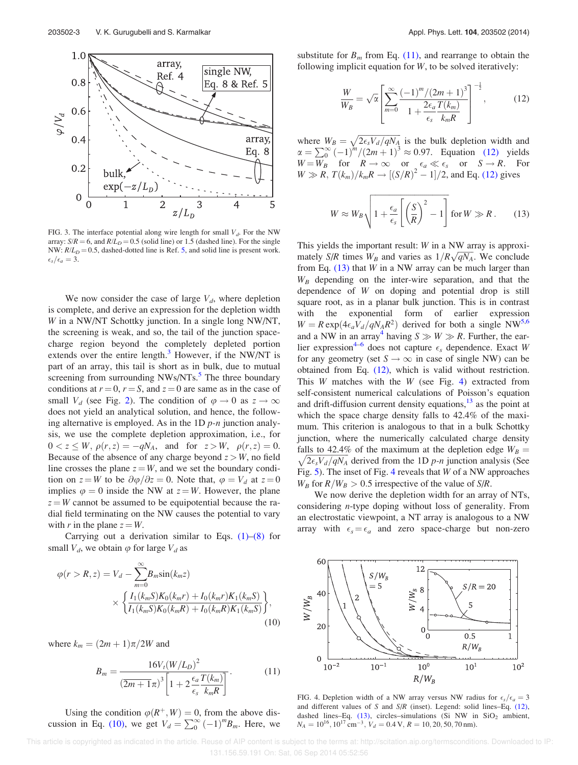FIG. 3. The interface potential along wire length for small $V_d$. For the NW array: $S/R = 6$, and $R/L_D = 0.5$ (solid line) or 1.5 (dashed line). For the single NW: $R/L_D = 0.5$, dashed-dotted line is Ref. 5, and solid line is present work. $\epsilon_s/\epsilon_a = 3$.

We now consider the case of large $V_d$, where depletion is complete, and derive an expression for the depletion width $W$ in a NW/NT Schottky junction. In a single long NW/NT, the screening is weak, and so, the tail of the junction space-charge region beyond the completely depleted portion extends over the entire length.[3] However, if the NW/NT is part of an array, this tail is short as in bulk, due to mutual screening from surrounding NWs/NTs.[5] The three boundary conditions at $r = 0$, $r = S$, and $z = 0$ are same as in the case of small $V_d$ (see Fig. 2). The condition of $\varphi \to 0$ as $z \to \infty$ does not yield an analytical solution, and hence, the following alternative is employed. As in the 1D $p$-$n$ junction analysis, we use the complete depletion approximation, i.e., for $0 < z \leq W$, $\rho(r, z) = -qN_A$, and for $z > W$, $\rho(r, z) = 0$. Because of the absence of any charge beyond $z > W$, no field line crosses the plane $z = W$, and we set the boundary condition on $z = W$ to be $\partial\varphi/\partial z = 0$. Note that, $\varphi = V_d$ at $z = 0$ implies $\varphi = 0$ inside the NW at $z = W$. However, the plane $z = W$ cannot be assumed to be equipotential because the radial field terminating on the NW causes the potential to vary with $r$ in the plane $z = W$.

Carrying out a derivation similar to Eqs. (1)–(8) for small $V_d$, we obtain $\varphi$ for large $V_d$ as

$$\varphi(r > R, z) = V_d - \sum_{m=0}^{\infty} B_m \sin(k_m z) \times \left\{ \frac{I_1(k_m S)K_0(k_m r) + I_0(k_m r)K_1(k_m S)}{I_1(k_m S)K_0(k_m R) + I_0(k_m R)K_1(k_m S)} \right\}, \tag{10}$$

where $k_m = (2m+1)\pi/2W$ and

$$B_m = \frac{16V_t(W/L_D)^2}{(\overline{2m+1}\pi)^3 \left[1 + 2\dfrac{\epsilon_a}{\epsilon_s}\dfrac{T(k_m)}{k_m R}\right]}. \tag{11}$$

Using the condition $\varphi(R^+, W) = 0$, from the above discussion in Eq. (10), we get $V_d = \sum_0^\infty (-1)^m B_m$. Here, we substitute for $B_m$ from Eq. (11), and rearrange to obtain the following implicit equation for $W$, to be solved iteratively:

$$\frac{W}{W_B} = \sqrt{\alpha}\left[\sum_{m=0}^{\infty} \frac{(-1)^m/(2m+1)^3}{1 + \dfrac{2\epsilon_a}{\epsilon_s}\dfrac{T(k_m)}{k_m R}}\right]^{-\frac{1}{2}}, \tag{12}$$

where $W_B = \sqrt{2\epsilon_s V_d/qN_A}$ is the bulk depletion width and $\alpha = \sum_0^\infty (-1)^m/(2m+1)^3 \approx 0.97$. Equation (12) yields $W = W_B$ for $R \to \infty$ or $\epsilon_a \ll \epsilon_s$ or $S \to R$. For $W \gg R$, $T(k_m)/k_m R \to [(S/R)^2 - 1]/2$, and Eq. (12) gives

$$W \approx W_B\sqrt{1 + \frac{\epsilon_a}{\epsilon_s}\left[\left(\frac{S}{R}\right)^2 - 1\right]} \text{ for } W \gg R. \tag{13}$$

This yields the important result: $W$ in a NW array is approximately $S/R$ times $W_B$ and varies as $1/R\sqrt{qN_A}$. We conclude from Eq. (13) that $W$ in a NW array can be much larger than $W_B$ depending on the inter-wire separation, and that the dependence of $W$ on doping and potential drop is still square root, as in a planar bulk junction. This is in contrast with the exponential form of earlier expression $W = R\exp(4\epsilon_a V_d/qN_A R^2)$ derived for both a single NW[5,6] and a NW in an array[4] having $S \gg W \gg R$. Further, the earlier expression[4–6] does not capture $\epsilon_s$ dependence. Exact $W$ for any geometry (set $S \to \infty$ in case of single NW) can be obtained from Eq. (12), which is valid without restriction. This $W$ matches with the $W$ (see Fig. 4) extracted from self-consistent numerical calculations of Poisson's equation and drift-diffusion current density equations,[13] as the point at which the space charge density falls to 42.4% of the maximum. This criterion is analogous to that in a bulk Schottky junction, where the numerically calculated charge density falls to 42.4% of the maximum at the depletion edge $W_B = \sqrt{2\epsilon_s V_d/qN_A}$ derived from the 1D $p$-$n$ junction analysis (See Fig. 5). The inset of Fig. 4 reveals that $W$ of a NW approaches $W_B$ for $R/W_B > 0.5$ irrespective of the value of $S/R$.

We now derive the depletion width for an array of NTs, considering $n$-type doping without loss of generality. From an electrostatic viewpoint, a NT array is analogous to a NW array with $\epsilon_s = \epsilon_a$ and zero space-charge but non-zero

FIG. 4. Depletion width of a NW array versus NW radius for $\epsilon_s/\epsilon_a = 3$ and different values of $S$ and $S/R$ (inset). Legend: solid lines–Eq. (12), dashed lines–Eq. (13), circles–simulations (Si NW in $SiO_2$ ambient, $N_A = 10^{16}$, $10^{17}$ cm$^{-3}$, $V_d = 0.4$ V, $R = 10, 20, 50, 70$ nm).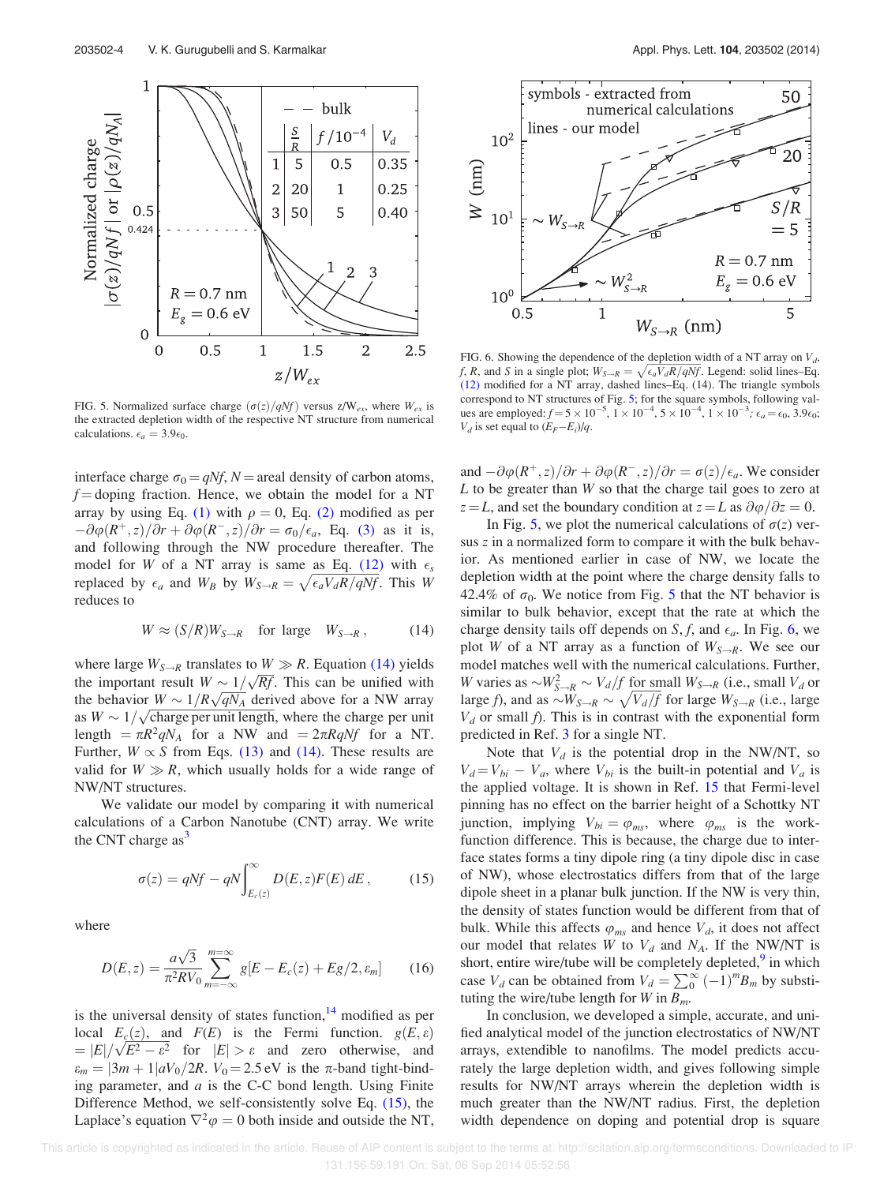FIG. 5. Normalized surface charge ($\sigma(z)/qNf$) versus $z/W_{ex}$, where $W_{ex}$ is the extracted depletion width of the respective NT structure from numerical calculations. $\epsilon_a = 3.9\epsilon_0$.

FIG. 6. Showing the dependence of the depletion width of a NT array on $V_d$, $f$, $R$, and $S$ in a single plot; $W_{S\rightarrow R} = \sqrt{\epsilon_a V_d R/qNf}$. Legend: solid lines–Eq. (12) modified for a NT array, dashed lines–Eq. (14). The triangle symbols correspond to NT structures of Fig. 5; for the square symbols, following values are employed: $f = 5\times10^{-5}$, $1\times10^{-4}$, $5\times10^{-4}$, $1\times10^{-3}$; $\epsilon_a = \epsilon_0$, $3.9\epsilon_0$; $V_d$ is set equal to $(E_F - E_i)/q$.

interface charge $\sigma_0 = qNf$, $N =$ areal density of carbon atoms, $f =$ doping fraction. Hence, we obtain the model for a NT array by using Eq. (1) with $\rho = 0$, Eq. (2) modified as per $-\partial\varphi(R^+, z)/\partial r + \partial\varphi(R^-, z)/\partial r = \sigma_0/\epsilon_a$, Eq. (3) as it is, and following through the NW procedure thereafter. The model for $W$ of a NT array is same as Eq. (12) with $\epsilon_s$ replaced by $\epsilon_a$ and $W_B$ by $W_{S\rightarrow R} = \sqrt{\epsilon_a V_d R/qNf}$. This $W$ reduces to

$$W \approx (S/R)W_{S\rightarrow R} \quad \text{for large} \quad W_{S\rightarrow R}\,, \tag{14}$$

where large $W_{S\rightarrow R}$ translates to $W \gg R$. Equation (14) yields the important result $W \sim 1/\sqrt{Rf}$. This can be unified with the behavior $W \sim 1/R\sqrt{qN_A}$ derived above for a NW array as $W \sim 1/\sqrt{\text{charge per unit length}}$, where the charge per unit length $= \pi R^2 qN_A$ for a NW and $= 2\pi RqNf$ for a NT. Further, $W \propto S$ from Eqs. (13) and (14). These results are valid for $W \gg R$, which usually holds for a wide range of NW/NT structures.

We validate our model by comparing it with numerical calculations of a Carbon Nanotube (CNT) array. We write the CNT charge as[3]

$$\sigma(z) = qNf - qN\int_{E_c(z)}^{\infty} D(E, z)F(E)\,dE\,, \tag{15}$$

where

$$D(E, z) = \frac{a\sqrt{3}}{\pi^2 RV_0}\sum_{m=-\infty}^{m=\infty} g[E - E_c(z) + Eg/2, \varepsilon_m] \tag{16}$$

is the universal density of states function,[14] modified as per local $E_c(z)$, and $F(E)$ is the Fermi function. $g(E, \varepsilon) = |E|/\sqrt{E^2 - \varepsilon^2}$ for $|E| > \varepsilon$ and zero otherwise, and $\varepsilon_m = |3m + 1|aV_0/2R$. $V_0 = 2.5$ eV is the $\pi$-band tight-binding parameter, and $a$ is the C-C bond length. Using Finite Difference Method, we self-consistently solve Eq. (15), the Laplace's equation $\nabla^2\varphi = 0$ both inside and outside the NT, and $-\partial\varphi(R^+, z)/\partial r + \partial\varphi(R^-, z)/\partial r = \sigma(z)/\epsilon_a$. We consider $L$ to be greater than $W$ so that the charge tail goes to zero at $z = L$, and set the boundary condition at $z = L$ as $\partial\varphi/\partial z = 0$.

In Fig. 5, we plot the numerical calculations of $\sigma(z)$ versus $z$ in a normalized form to compare it with the bulk behavior. As mentioned earlier in case of NW, we locate the depletion width at the point where the charge density falls to 42.4% of $\sigma_0$. We notice from Fig. 5 that the NT behavior is similar to bulk behavior, except that the rate at which the charge density tails off depends on $S$, $f$, and $\epsilon_a$. In Fig. 6, we plot $W$ of a NT array as a function of $W_{S\rightarrow R}$. We see our model matches well with the numerical calculations. Further, $W$ varies as $\sim W_{S\rightarrow R}^2 \sim V_d/f$ for small $W_{S\rightarrow R}$ (i.e., small $V_d$ or large $f$), and as $\sim W_{S\rightarrow R} \sim \sqrt{V_d/f}$ for large $W_{S\rightarrow R}$ (i.e., large $V_d$ or small $f$). This is in contrast with the exponential form predicted in Ref. 3 for a single NT.

Note that $V_d$ is the potential drop in the NW/NT, so $V_d = V_{bi} - V_a$, where $V_{bi}$ is the built-in potential and $V_a$ is the applied voltage. It is shown in Ref. 15 that Fermi-level pinning has no effect on the barrier height of a Schottky NT junction, implying $V_{bi} = \varphi_{ms}$, where $\varphi_{ms}$ is the work-function difference. This is because, the charge due to interface states forms a tiny dipole ring (a tiny dipole disc in case of NW), whose electrostatics differs from that of the large dipole sheet in a planar bulk junction. If the NW is very thin, the density of states function would be different from that of bulk. While this affects $\varphi_{ms}$ and hence $V_d$, it does not affect our model that relates $W$ to $V_d$ and $N_A$. If the NW/NT is short, entire wire/tube will be completely depleted,[9] in which case $V_d$ can be obtained from $V_d = \sum_0^\infty (-1)^m B_m$ by substituting the wire/tube length for $W$ in $B_m$.

In conclusion, we developed a simple, accurate, and unified analytical model of the junction electrostatics of NW/NT arrays, extendible to nanofilms. The model predicts accurately the large depletion width, and gives following simple results for NW/NT arrays wherein the depletion width is much greater than the NW/NT radius. First, the depletion width dependence on doping and potential drop is square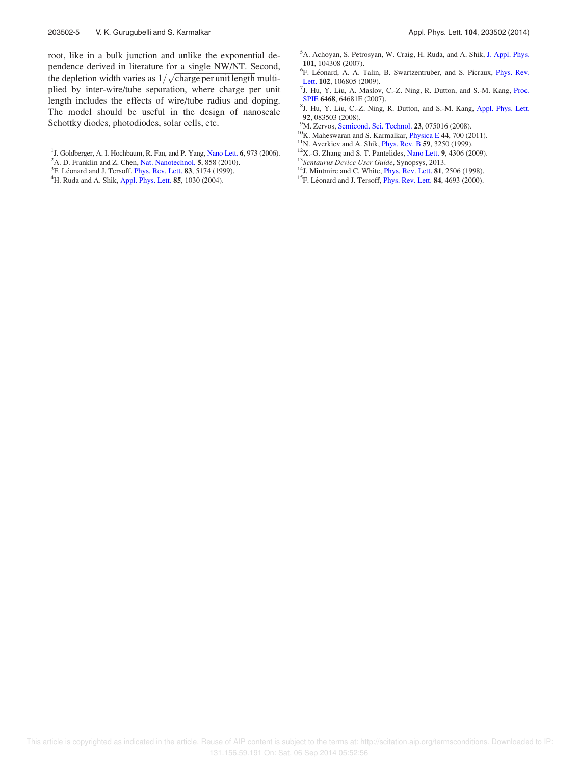root, like in a bulk junction and unlike the exponential dependence derived in literature for a single NW/NT. Second, the depletion width varies as $1/\sqrt{\text{charge per unit length}}$ multiplied by inter-wire/tube separation, where charge per unit length includes the effects of wire/tube radius and doping. The model should be useful in the design of nanoscale Schottky diodes, photodiodes, solar cells, etc.

[1] J. Goldberger, A. I. Hochbaum, R. Fan, and P. Yang, Nano Lett. **6**, 973 (2006).

[2] A. D. Franklin and Z. Chen, Nat. Nanotechnol. **5**, 858 (2010).

[3] F. Léonard and J. Tersoff, Phys. Rev. Lett. **83**, 5174 (1999).

[4] H. Ruda and A. Shik, Appl. Phys. Lett. **85**, 1030 (2004).

[5] A. Achoyan, S. Petrosyan, W. Craig, H. Ruda, and A. Shik, J. Appl. Phys. **101**, 104308 (2007).

[6] F. Léonard, A. A. Talin, B. Swartzentruber, and S. Picraux, Phys. Rev. Lett. **102**, 106805 (2009).

[7] J. Hu, Y. Liu, A. Maslov, C.-Z. Ning, R. Dutton, and S.-M. Kang, Proc. SPIE **6468**, 64681E (2007).

[8] J. Hu, Y. Liu, C.-Z. Ning, R. Dutton, and S.-M. Kang, Appl. Phys. Lett. **92**, 083503 (2008).

[9] M. Zervos, Semicond. Sci. Technol. **23**, 075016 (2008).

[10] K. Maheswaran and S. Karmalkar, Physica E **44**, 700 (2011).

[11] N. Averkiev and A. Shik, Phys. Rev. B **59**, 3250 (1999).

[12] X.-G. Zhang and S. T. Pantelides, Nano Lett. **9**, 4306 (2009).

[13] *Sentaurus Device User Guide*, Synopsys, 2013.

[14] J. Mintmire and C. White, Phys. Rev. Lett. **81**, 2506 (1998).

[15] F. Léonard and J. Tersoff, Phys. Rev. Lett. **84**, 4693 (2000).